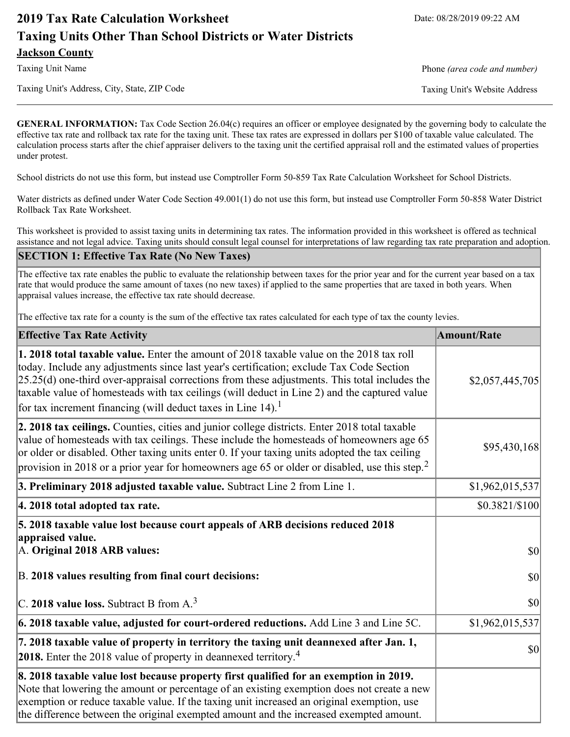**2019 Tax Rate Calculation Worksheet**

**Taxing Units Other Than School Districts or Water Districts**

Date: 08/28/2019 09:22 AM

**Jackson County**

Taxing Unit Name

Phone *(area code and number)*

Taxing Unit's Address, City, State, ZIP Code

Taxing Unit's Website Address

**GENERAL INFORMATION:** Tax Code Section 26.04(c) requires an officer or employee designated by the governing body to calculate the effective tax rate and rollback tax rate for the taxing unit. These tax rates are expressed in dollars per $100 of taxable value calculated. The calculation process starts after the chief appraiser delivers to the taxing unit the certified appraisal roll and the estimated values of properties under protest.

School districts do not use this form, but instead use Comptroller Form 50-859 Tax Rate Calculation Worksheet for School Districts.

Water districts as defined under Water Code Section 49.001(1) do not use this form, but instead use Comptroller Form 50-858 Water District Rollback Tax Rate Worksheet.

This worksheet is provided to assist taxing units in determining tax rates. The information provided in this worksheet is offered as technical assistance and not legal advice. Taxing units should consult legal counsel for interpretations of law regarding tax rate preparation and adoption.

## SECTION 1: Effective Tax Rate (No New Taxes)

The effective tax rate enables the public to evaluate the relationship between taxes for the prior year and for the current year based on a tax rate that would produce the same amount of taxes (no new taxes) if applied to the same properties that are taxed in both years. When appraisal values increase, the effective tax rate should decrease.

The effective tax rate for a county is the sum of the effective tax rates calculated for each type of tax the county levies.

| Effective Tax Rate Activity | Amount/Rate |
|---|---|
| **1. 2018 total taxable value.** Enter the amount of 2018 taxable value on the 2018 tax roll today. Include any adjustments since last year's certification; exclude Tax Code Section 25.25(d) one-third over-appraisal corrections from these adjustments. This total includes the taxable value of homesteads with tax ceilings (will deduct in Line 2) and the captured value for tax increment financing (will deduct taxes in Line 14).[1] | $2,057,445,705 |
| **2. 2018 tax ceilings.** Counties, cities and junior college districts. Enter 2018 total taxable value of homesteads with tax ceilings. These include the homesteads of homeowners age 65 or older or disabled. Other taxing units enter 0. If your taxing units adopted the tax ceiling provision in 2018 or a prior year for homeowners age 65 or older or disabled, use this step.[2] | $95,430,168 |
| **3. Preliminary 2018 adjusted taxable value.** Subtract Line 2 from Line 1. | $1,962,015,537 |
| **4. 2018 total adopted tax rate.** | $0.3821/$100 |
| **5. 2018 taxable value lost because court appeals of ARB decisions reduced 2018 appraised value.** | |
| A. **Original 2018 ARB values:** | $0 |
| B. **2018 values resulting from final court decisions:** | $0 |
| C. **2018 value loss.** Subtract B from A.[3] | $0 |
| **6. 2018 taxable value, adjusted for court-ordered reductions.** Add Line 3 and Line 5C. | $1,962,015,537 |
| **7. 2018 taxable value of property in territory the taxing unit deannexed after Jan. 1, 2018.** Enter the 2018 value of property in deannexed territory.[4] | $0 |
| **8. 2018 taxable value lost because property first qualified for an exemption in 2019.** Note that lowering the amount or percentage of an existing exemption does not create a new exemption or reduce taxable value. If the taxing unit increased an original exemption, use the difference between the original exempted amount and the increased exempted amount. | |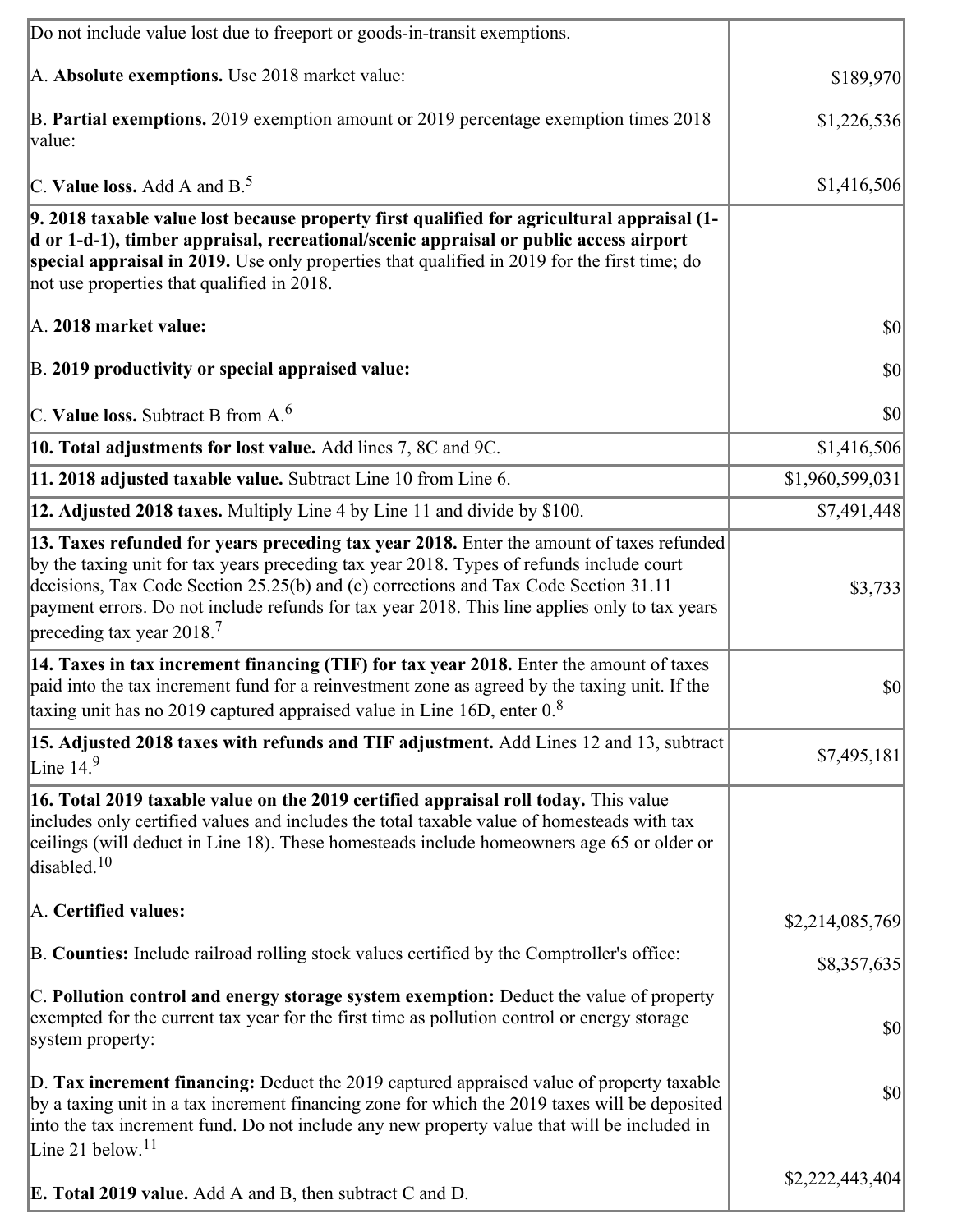| | |
|---|---|
| Do not include value lost due to freeport or goods-in-transit exemptions.<br><br>A. **Absolute exemptions.** Use 2018 market value:<br><br>B. **Partial exemptions.** 2019 exemption amount or 2019 percentage exemption times 2018 value:<br><br>C. **Value loss.** Add A and B.[5] | $189,970<br><br>$1,226,536<br><br>$1,416,506 |
| **9. 2018 taxable value lost because property first qualified for agricultural appraisal (1-d or 1-d-1), timber appraisal, recreational/scenic appraisal or public access airport special appraisal in 2019.** Use only properties that qualified in 2019 for the first time; do not use properties that qualified in 2018.<br><br>A. **2018 market value:**<br><br>B. **2019 productivity or special appraised value:**<br><br>C. **Value loss.** Subtract B from A.[6] | <br><br><br><br>$0<br><br>$0<br><br>$0 |
| **10. Total adjustments for lost value.** Add lines 7, 8C and 9C. | $1,416,506 |
| **11. 2018 adjusted taxable value.** Subtract Line 10 from Line 6. | $1,960,599,031 |
| **12. Adjusted 2018 taxes.** Multiply Line 4 by Line 11 and divide by $100. | $7,491,448 |
| **13. Taxes refunded for years preceding tax year 2018.** Enter the amount of taxes refunded by the taxing unit for tax years preceding tax year 2018. Types of refunds include court decisions, Tax Code Section 25.25(b) and (c) corrections and Tax Code Section 31.11 payment errors. Do not include refunds for tax year 2018. This line applies only to tax years preceding tax year 2018.[7] | $3,733 |
| **14. Taxes in tax increment financing (TIF) for tax year 2018.** Enter the amount of taxes paid into the tax increment fund for a reinvestment zone as agreed by the taxing unit. If the taxing unit has no 2019 captured appraised value in Line 16D, enter 0.[8] | $0 |
| **15. Adjusted 2018 taxes with refunds and TIF adjustment.** Add Lines 12 and 13, subtract Line 14.[9] | $7,495,181 |
| **16. Total 2019 taxable value on the 2019 certified appraisal roll today.** This value includes only certified values and includes the total taxable value of homesteads with tax ceilings (will deduct in Line 18). These homesteads include homeowners age 65 or older or disabled.[10]<br><br>A. **Certified values:**<br><br>B. **Counties:** Include railroad rolling stock values certified by the Comptroller's office:<br><br>C. **Pollution control and energy storage system exemption:** Deduct the value of property exempted for the current tax year for the first time as pollution control or energy storage system property:<br><br>D. **Tax increment financing:** Deduct the 2019 captured appraised value of property taxable by a taxing unit in a tax increment financing zone for which the 2019 taxes will be deposited into the tax increment fund. Do not include any new property value that will be included in Line 21 below.[11]<br><br>E. **Total 2019 value.** Add A and B, then subtract C and D. | <br><br><br><br>$2,214,085,769<br><br>$8,357,635<br><br>$0<br><br>$0<br><br>$2,222,443,404 |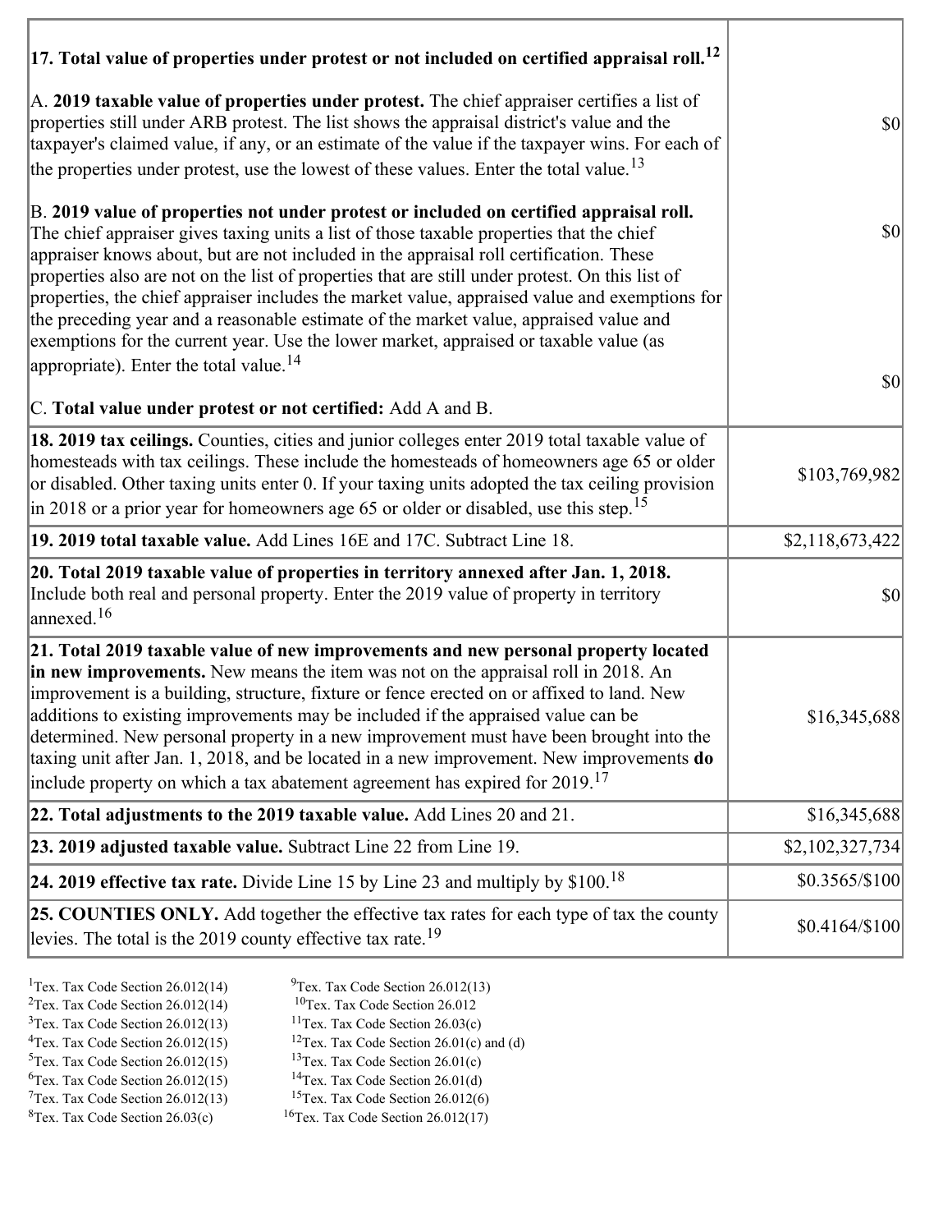| | |
|---|---|
| **17. Total value of properties under protest or not included on certified appraisal roll.**[12] | |
| A. **2019 taxable value of properties under protest.** The chief appraiser certifies a list of properties still under ARB protest. The list shows the appraisal district's value and the taxpayer's claimed value, if any, or an estimate of the value if the taxpayer wins. For each of the properties under protest, use the lowest of these values. Enter the total value.[13] | $0 |
| B. **2019 value of properties not under protest or included on certified appraisal roll.** The chief appraiser gives taxing units a list of those taxable properties that the chief appraiser knows about, but are not included in the appraisal roll certification. These properties also are not on the list of properties that are still under protest. On this list of properties, the chief appraiser includes the market value, appraised value and exemptions for the preceding year and a reasonable estimate of the market value, appraised value and exemptions for the current year. Use the lower market, appraised or taxable value (as appropriate). Enter the total value.[14] | $0 |
| C. **Total value under protest or not certified:** Add A and B. | $0 |
| **18. 2019 tax ceilings.** Counties, cities and junior colleges enter 2019 total taxable value of homesteads with tax ceilings. These include the homesteads of homeowners age 65 or older or disabled. Other taxing units enter 0. If your taxing units adopted the tax ceiling provision in 2018 or a prior year for homeowners age 65 or older or disabled, use this step.[15] | $103,769,982 |
| **19. 2019 total taxable value.** Add Lines 16E and 17C. Subtract Line 18. | $2,118,673,422 |
| **20. Total 2019 taxable value of properties in territory annexed after Jan. 1, 2018.** Include both real and personal property. Enter the 2019 value of property in territory annexed.[16] | $0 |
| **21. Total 2019 taxable value of new improvements and new personal property located in new improvements.** New means the item was not on the appraisal roll in 2018. An improvement is a building, structure, fixture or fence erected on or affixed to land. New additions to existing improvements may be included if the appraised value can be determined. New personal property in a new improvement must have been brought into the taxing unit after Jan. 1, 2018, and be located in a new improvement. New improvements **do** include property on which a tax abatement agreement has expired for 2019.[17] | $16,345,688 |
| **22. Total adjustments to the 2019 taxable value.** Add Lines 20 and 21. | $16,345,688 |
| **23. 2019 adjusted taxable value.** Subtract Line 22 from Line 19. | $2,102,327,734 |
| **24. 2019 effective tax rate.** Divide Line 15 by Line 23 and multiply by $100.[18] | $0.3565/$100 |
| **25. COUNTIES ONLY.** Add together the effective tax rates for each type of tax the county levies. The total is the 2019 county effective tax rate.[19] | $0.4164/$100 |

[1]Tex. Tax Code Section 26.012(14)
[2]Tex. Tax Code Section 26.012(14)
[3]Tex. Tax Code Section 26.012(13)
[4]Tex. Tax Code Section 26.012(15)
[5]Tex. Tax Code Section 26.012(15)
[6]Tex. Tax Code Section 26.012(15)
[7]Tex. Tax Code Section 26.012(13)
[8]Tex. Tax Code Section 26.03(c)
[9]Tex. Tax Code Section 26.012(13)
[10]Tex. Tax Code Section 26.012
[11]Tex. Tax Code Section 26.03(c)
[12]Tex. Tax Code Section 26.01(c) and (d)
[13]Tex. Tax Code Section 26.01(c)
[14]Tex. Tax Code Section 26.01(d)
[15]Tex. Tax Code Section 26.012(6)
[16]Tex. Tax Code Section 26.012(17)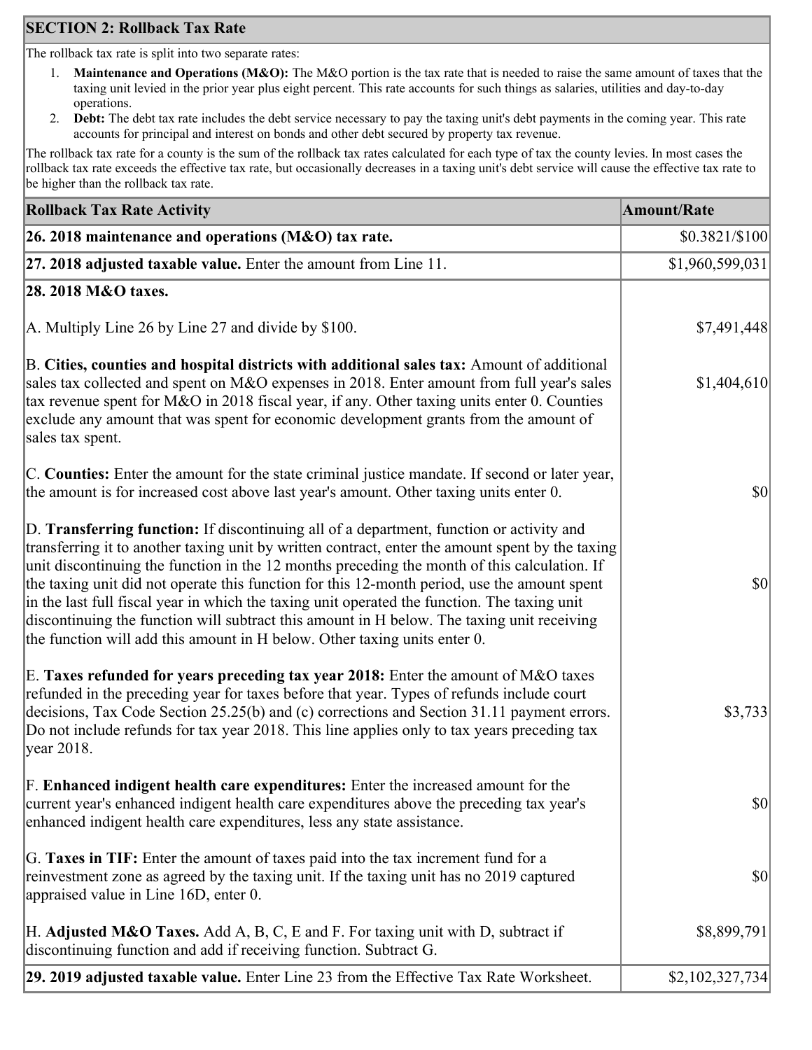## SECTION 2: Rollback Tax Rate

The rollback tax rate is split into two separate rates:

1. **Maintenance and Operations (M&O):** The M&O portion is the tax rate that is needed to raise the same amount of taxes that the taxing unit levied in the prior year plus eight percent. This rate accounts for such things as salaries, utilities and day-to-day operations.
2. **Debt:** The debt tax rate includes the debt service necessary to pay the taxing unit's debt payments in the coming year. This rate accounts for principal and interest on bonds and other debt secured by property tax revenue.

The rollback tax rate for a county is the sum of the rollback tax rates calculated for each type of tax the county levies. In most cases the rollback tax rate exceeds the effective tax rate, but occasionally decreases in a taxing unit's debt service will cause the effective tax rate to be higher than the rollback tax rate.

| Rollback Tax Rate Activity | Amount/Rate |
|---|---|
| **26. 2018 maintenance and operations (M&O) tax rate.** | $0.3821/$100 |
| **27. 2018 adjusted taxable value.** Enter the amount from Line 11. | $1,960,599,031 |
| **28. 2018 M&O taxes.** | |
| A. Multiply Line 26 by Line 27 and divide by $100. | $7,491,448 |
| B. **Cities, counties and hospital districts with additional sales tax:** Amount of additional sales tax collected and spent on M&O expenses in 2018. Enter amount from full year's sales tax revenue spent for M&O in 2018 fiscal year, if any. Other taxing units enter 0. Counties exclude any amount that was spent for economic development grants from the amount of sales tax spent. | $1,404,610 |
| C. **Counties:** Enter the amount for the state criminal justice mandate. If second or later year, the amount is for increased cost above last year's amount. Other taxing units enter 0. | $0 |
| D. **Transferring function:** If discontinuing all of a department, function or activity and transferring it to another taxing unit by written contract, enter the amount spent by the taxing unit discontinuing the function in the 12 months preceding the month of this calculation. If the taxing unit did not operate this function for this 12-month period, use the amount spent in the last full fiscal year in which the taxing unit operated the function. The taxing unit discontinuing the function will subtract this amount in H below. The taxing unit receiving the function will add this amount in H below. Other taxing units enter 0. | $0 |
| E. **Taxes refunded for years preceding tax year 2018:** Enter the amount of M&O taxes refunded in the preceding year for taxes before that year. Types of refunds include court decisions, Tax Code Section 25.25(b) and (c) corrections and Section 31.11 payment errors. Do not include refunds for tax year 2018. This line applies only to tax years preceding tax year 2018. | $3,733 |
| F. **Enhanced indigent health care expenditures:** Enter the increased amount for the current year's enhanced indigent health care expenditures above the preceding tax year's enhanced indigent health care expenditures, less any state assistance. | $0 |
| G. **Taxes in TIF:** Enter the amount of taxes paid into the tax increment fund for a reinvestment zone as agreed by the taxing unit. If the taxing unit has no 2019 captured appraised value in Line 16D, enter 0. | $0 |
| H. **Adjusted M&O Taxes.** Add A, B, C, E and F. For taxing unit with D, subtract if discontinuing function and add if receiving function. Subtract G. | $8,899,791 |
| **29. 2019 adjusted taxable value.** Enter Line 23 from the Effective Tax Rate Worksheet. | $2,102,327,734 |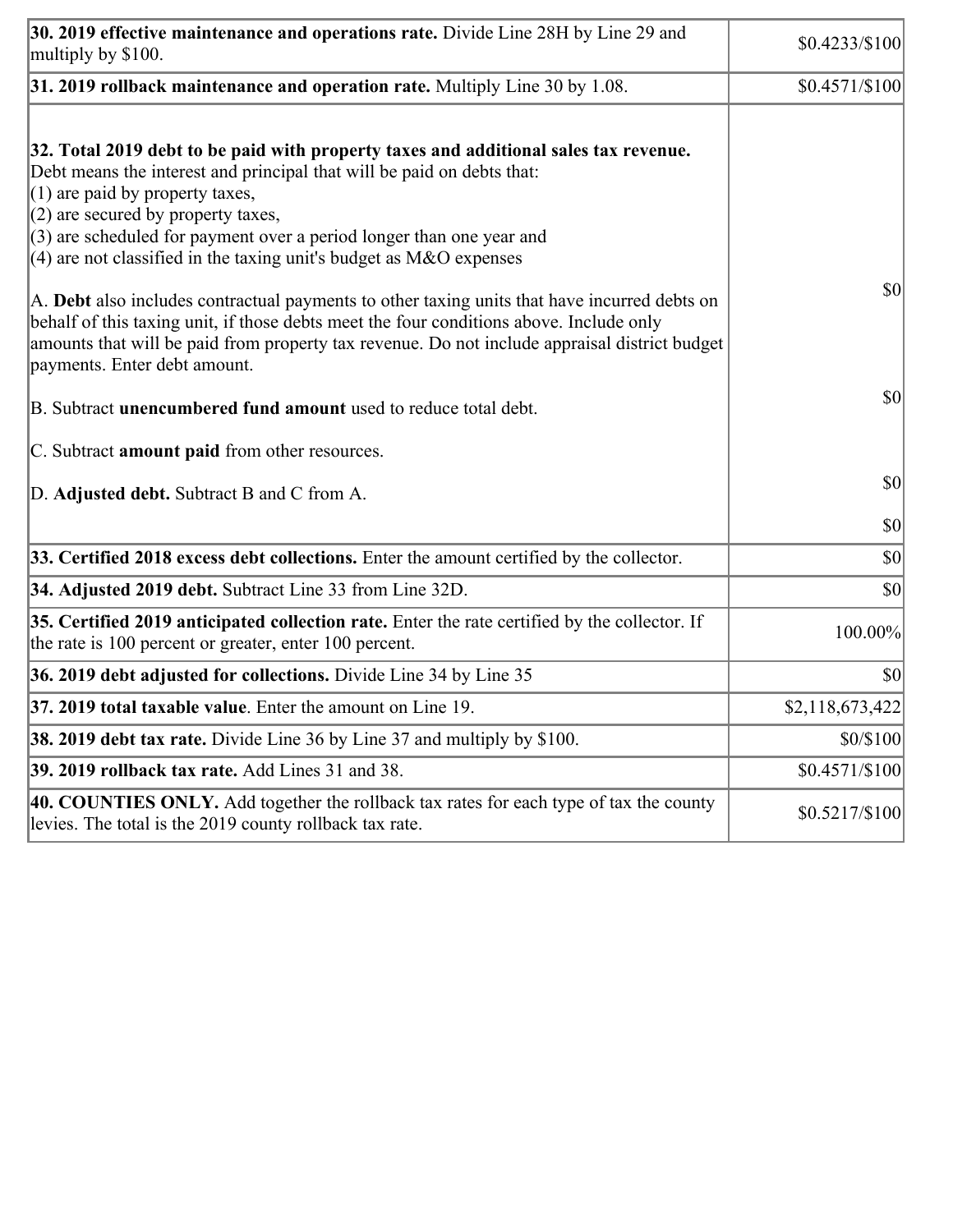| | |
|---|---|
| **30. 2019 effective maintenance and operations rate.** Divide Line 28H by Line 29 and multiply by $100. | $0.4233/$100 |
| **31. 2019 rollback maintenance and operation rate.** Multiply Line 30 by 1.08. | $0.4571/$100 |
| **32. Total 2019 debt to be paid with property taxes and additional sales tax revenue.** Debt means the interest and principal that will be paid on debts that:<br>(1) are paid by property taxes,<br>(2) are secured by property taxes,<br>(3) are scheduled for payment over a period longer than one year and<br>(4) are not classified in the taxing unit's budget as M&O expenses<br><br>A. **Debt** also includes contractual payments to other taxing units that have incurred debts on behalf of this taxing unit, if those debts meet the four conditions above. Include only amounts that will be paid from property tax revenue. Do not include appraisal district budget payments. Enter debt amount.<br><br>B. Subtract **unencumbered fund amount** used to reduce total debt.<br><br>C. Subtract **amount paid** from other resources.<br><br>D. **Adjusted debt.** Subtract B and C from A. | $0<br><br>$0<br><br>$0<br><br>$0 |
| **33. Certified 2018 excess debt collections.** Enter the amount certified by the collector. | $0 |
| **34. Adjusted 2019 debt.** Subtract Line 33 from Line 32D. | $0 |
| **35. Certified 2019 anticipated collection rate.** Enter the rate certified by the collector. If the rate is 100 percent or greater, enter 100 percent. | 100.00% |
| **36. 2019 debt adjusted for collections.** Divide Line 34 by Line 35 | $0 |
| **37. 2019 total taxable value**. Enter the amount on Line 19. | $2,118,673,422 |
| **38. 2019 debt tax rate.** Divide Line 36 by Line 37 and multiply by $100. | $0/$100 |
| **39. 2019 rollback tax rate.** Add Lines 31 and 38. | $0.4571/$100 |
| **40. COUNTIES ONLY.** Add together the rollback tax rates for each type of tax the county levies. The total is the 2019 county rollback tax rate. | $0.5217/$100 |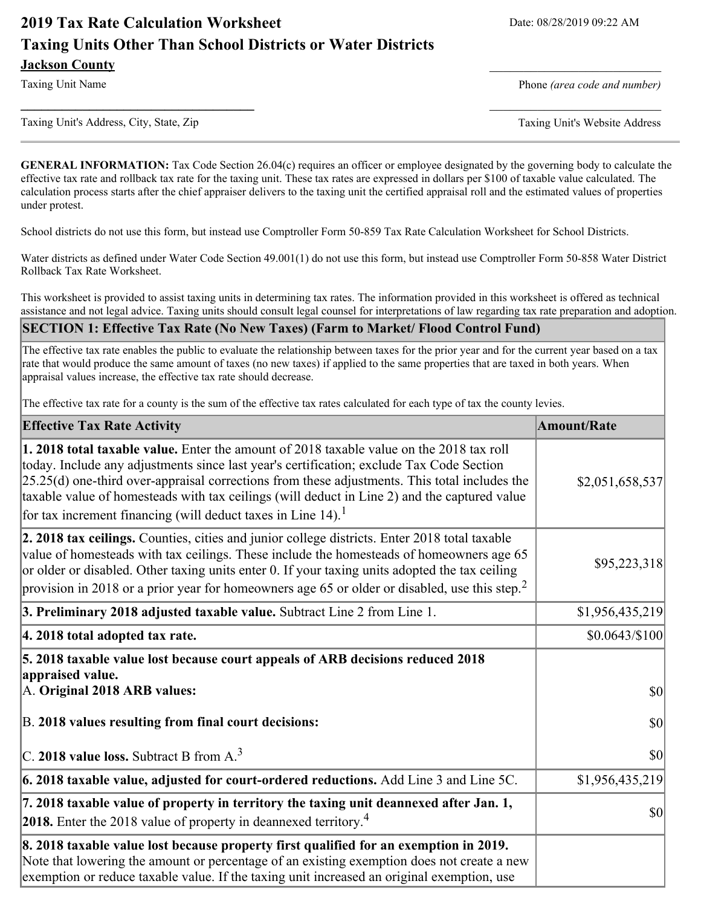# 2019 Tax Rate Calculation Worksheet

Date: 08/28/2019 09:22 AM

## Taxing Units Other Than School Districts or Water Districts

**Jackson County**

Taxing Unit Name

Phone *(area code and number)*

Taxing Unit's Address, City, State, Zip

Taxing Unit's Website Address

---

**GENERAL INFORMATION:** Tax Code Section 26.04(c) requires an officer or employee designated by the governing body to calculate the effective tax rate and rollback tax rate for the taxing unit. These tax rates are expressed in dollars per $100 of taxable value calculated. The calculation process starts after the chief appraiser delivers to the taxing unit the certified appraisal roll and the estimated values of properties under protest.

School districts do not use this form, but instead use Comptroller Form 50-859 Tax Rate Calculation Worksheet for School Districts.

Water districts as defined under Water Code Section 49.001(1) do not use this form, but instead use Comptroller Form 50-858 Water District Rollback Tax Rate Worksheet.

This worksheet is provided to assist taxing units in determining tax rates. The information provided in this worksheet is offered as technical assistance and not legal advice. Taxing units should consult legal counsel for interpretations of law regarding tax rate preparation and adoption.

### SECTION 1: Effective Tax Rate (No New Taxes) (Farm to Market/ Flood Control Fund)

The effective tax rate enables the public to evaluate the relationship between taxes for the prior year and for the current year based on a tax rate that would produce the same amount of taxes (no new taxes) if applied to the same properties that are taxed in both years. When appraisal values increase, the effective tax rate should decrease.

The effective tax rate for a county is the sum of the effective tax rates calculated for each type of tax the county levies.

| Effective Tax Rate Activity | Amount/Rate |
|---|---|
| **1. 2018 total taxable value.** Enter the amount of 2018 taxable value on the 2018 tax roll today. Include any adjustments since last year's certification; exclude Tax Code Section 25.25(d) one-third over-appraisal corrections from these adjustments. This total includes the taxable value of homesteads with tax ceilings (will deduct in Line 2) and the captured value for tax increment financing (will deduct taxes in Line 14).[1] | $2,051,658,537 |
| **2. 2018 tax ceilings.** Counties, cities and junior college districts. Enter 2018 total taxable value of homesteads with tax ceilings. These include the homesteads of homeowners age 65 or older or disabled. Other taxing units enter 0. If your taxing units adopted the tax ceiling provision in 2018 or a prior year for homeowners age 65 or older or disabled, use this step.[2] | $95,223,318 |
| **3. Preliminary 2018 adjusted taxable value.** Subtract Line 2 from Line 1. | $1,956,435,219 |
| **4. 2018 total adopted tax rate.** | $0.0643/$100 |
| **5. 2018 taxable value lost because court appeals of ARB decisions reduced 2018 appraised value.**<br>A. **Original 2018 ARB values:**<br>B. **2018 values resulting from final court decisions:**<br>C. **2018 value loss.** Subtract B from A.[3] | <br><br>$0<br>$0<br>$0 |
| **6. 2018 taxable value, adjusted for court-ordered reductions.** Add Line 3 and Line 5C. | $1,956,435,219 |
| **7. 2018 taxable value of property in territory the taxing unit deannexed after Jan. 1, 2018.** Enter the 2018 value of property in deannexed territory.[4] | $0 |
| **8. 2018 taxable value lost because property first qualified for an exemption in 2019.** Note that lowering the amount or percentage of an existing exemption does not create a new exemption or reduce taxable value. If the taxing unit increased an original exemption, use | |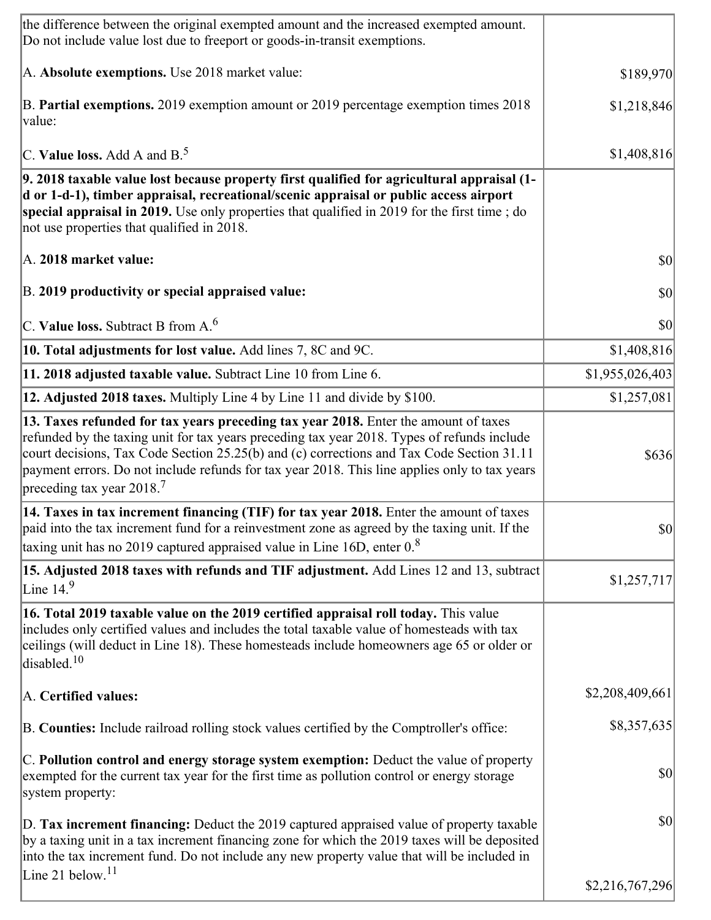| | |
|---|---|
| the difference between the original exempted amount and the increased exempted amount. Do not include value lost due to freeport or goods-in-transit exemptions.<br><br>A. **Absolute exemptions.** Use 2018 market value:<br><br>B. **Partial exemptions.** 2019 exemption amount or 2019 percentage exemption times 2018 value:<br><br>C. **Value loss.** Add A and B.[5] | <br><br>$189,970<br><br>$1,218,846<br><br>$1,408,816 |
| **9. 2018 taxable value lost because property first qualified for agricultural appraisal (1-d or 1-d-1), timber appraisal, recreational/scenic appraisal or public access airport special appraisal in 2019.** Use only properties that qualified in 2019 for the first time ; do not use properties that qualified in 2018.<br><br>A. **2018 market value:**<br><br>B. **2019 productivity or special appraised value:**<br><br>C. **Value loss.** Subtract B from A.[6] | <br><br>$0<br><br>$0<br><br>$0 |
| **10. Total adjustments for lost value.** Add lines 7, 8C and 9C. | $1,408,816 |
| **11. 2018 adjusted taxable value.** Subtract Line 10 from Line 6. | $1,955,026,403 |
| **12. Adjusted 2018 taxes.** Multiply Line 4 by Line 11 and divide by $100. | $1,257,081 |
| **13. Taxes refunded for tax years preceding tax year 2018.** Enter the amount of taxes refunded by the taxing unit for tax years preceding tax year 2018. Types of refunds include court decisions, Tax Code Section 25.25(b) and (c) corrections and Tax Code Section 31.11 payment errors. Do not include refunds for tax year 2018. This line applies only to tax years preceding tax year 2018.[7] | $636 |
| **14. Taxes in tax increment financing (TIF) for tax year 2018.** Enter the amount of taxes paid into the tax increment fund for a reinvestment zone as agreed by the taxing unit. If the taxing unit has no 2019 captured appraised value in Line 16D, enter 0.[8] | $0 |
| **15. Adjusted 2018 taxes with refunds and TIF adjustment.** Add Lines 12 and 13, subtract Line 14.[9] | $1,257,717 |
| **16. Total 2019 taxable value on the 2019 certified appraisal roll today.** This value includes only certified values and includes the total taxable value of homesteads with tax ceilings (will deduct in Line 18). These homesteads include homeowners age 65 or older or disabled.[10]<br><br>A. **Certified values:**<br><br>B. **Counties:** Include railroad rolling stock values certified by the Comptroller's office:<br><br>C. **Pollution control and energy storage system exemption:** Deduct the value of property exempted for the current tax year for the first time as pollution control or energy storage system property:<br><br>D. **Tax increment financing:** Deduct the 2019 captured appraised value of property taxable by a taxing unit in a tax increment financing zone for which the 2019 taxes will be deposited into the tax increment fund. Do not include any new property value that will be included in Line 21 below.[11] | <br><br>$2,208,409,661<br><br>$8,357,635<br><br>$0<br><br>$0<br><br>$2,216,767,296 |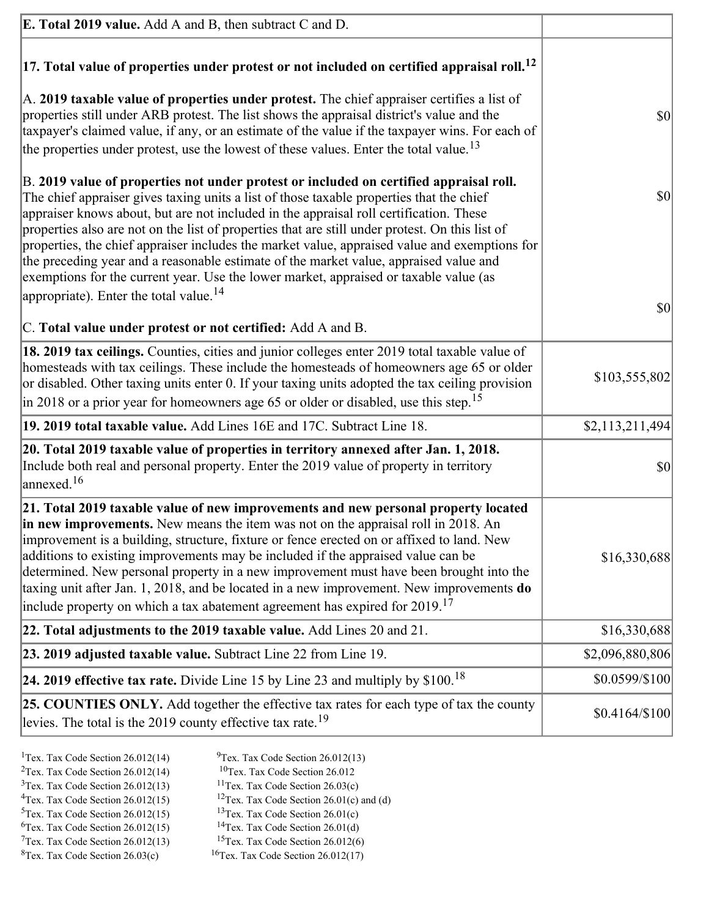| | |
|---|---|
| **E. Total 2019 value.** Add A and B, then subtract C and D. | |
| **17. Total value of properties under protest or not included on certified appraisal roll.**[12]<br><br>A. **2019 taxable value of properties under protest.** The chief appraiser certifies a list of properties still under ARB protest. The list shows the appraisal district's value and the taxpayer's claimed value, if any, or an estimate of the value if the taxpayer wins. For each of the properties under protest, use the lowest of these values. Enter the total value.[13]<br><br>B. **2019 value of properties not under protest or included on certified appraisal roll.** The chief appraiser gives taxing units a list of those taxable properties that the chief appraiser knows about, but are not included in the appraisal roll certification. These properties also are not on the list of properties that are still under protest. On this list of properties, the chief appraiser includes the market value, appraised value and exemptions for the preceding year and a reasonable estimate of the market value, appraised value and exemptions for the current year. Use the lower market, appraised or taxable value (as appropriate). Enter the total value.[14]<br><br>C. **Total value under protest or not certified:** Add A and B. | <br><br>$0<br><br>$0<br><br>$0 |
| **18. 2019 tax ceilings.** Counties, cities and junior colleges enter 2019 total taxable value of homesteads with tax ceilings. These include the homesteads of homeowners age 65 or older or disabled. Other taxing units enter 0. If your taxing units adopted the tax ceiling provision in 2018 or a prior year for homeowners age 65 or older or disabled, use this step.[15] | $103,555,802 |
| **19. 2019 total taxable value.** Add Lines 16E and 17C. Subtract Line 18. | $2,113,211,494 |
| **20. Total 2019 taxable value of properties in territory annexed after Jan. 1, 2018.** Include both real and personal property. Enter the 2019 value of property in territory annexed.[16] | $0 |
| **21. Total 2019 taxable value of new improvements and new personal property located in new improvements.** New means the item was not on the appraisal roll in 2018. An improvement is a building, structure, fixture or fence erected on or affixed to land. New additions to existing improvements may be included if the appraised value can be determined. New personal property in a new improvement must have been brought into the taxing unit after Jan. 1, 2018, and be located in a new improvement. New improvements **do** include property on which a tax abatement agreement has expired for 2019.[17] | $16,330,688 |
| **22. Total adjustments to the 2019 taxable value.** Add Lines 20 and 21. | $16,330,688 |
| **23. 2019 adjusted taxable value.** Subtract Line 22 from Line 19. | $2,096,880,806 |
| **24. 2019 effective tax rate.** Divide Line 15 by Line 23 and multiply by $100.[18] | $0.0599/$100 |
| **25. COUNTIES ONLY.** Add together the effective tax rates for each type of tax the county levies. The total is the 2019 county effective tax rate.[19] | $0.4164/$100 |

[1]Tex. Tax Code Section 26.012(14)
[2]Tex. Tax Code Section 26.012(14)
[3]Tex. Tax Code Section 26.012(13)
[4]Tex. Tax Code Section 26.012(15)
[5]Tex. Tax Code Section 26.012(15)
[6]Tex. Tax Code Section 26.012(15)
[7]Tex. Tax Code Section 26.012(13)
[8]Tex. Tax Code Section 26.03(c)
[9]Tex. Tax Code Section 26.012(13)
[10]Tex. Tax Code Section 26.012
[11]Tex. Tax Code Section 26.03(c)
[12]Tex. Tax Code Section 26.01(c) and (d)
[13]Tex. Tax Code Section 26.01(c)
[14]Tex. Tax Code Section 26.01(d)
[15]Tex. Tax Code Section 26.012(6)
[16]Tex. Tax Code Section 26.012(17)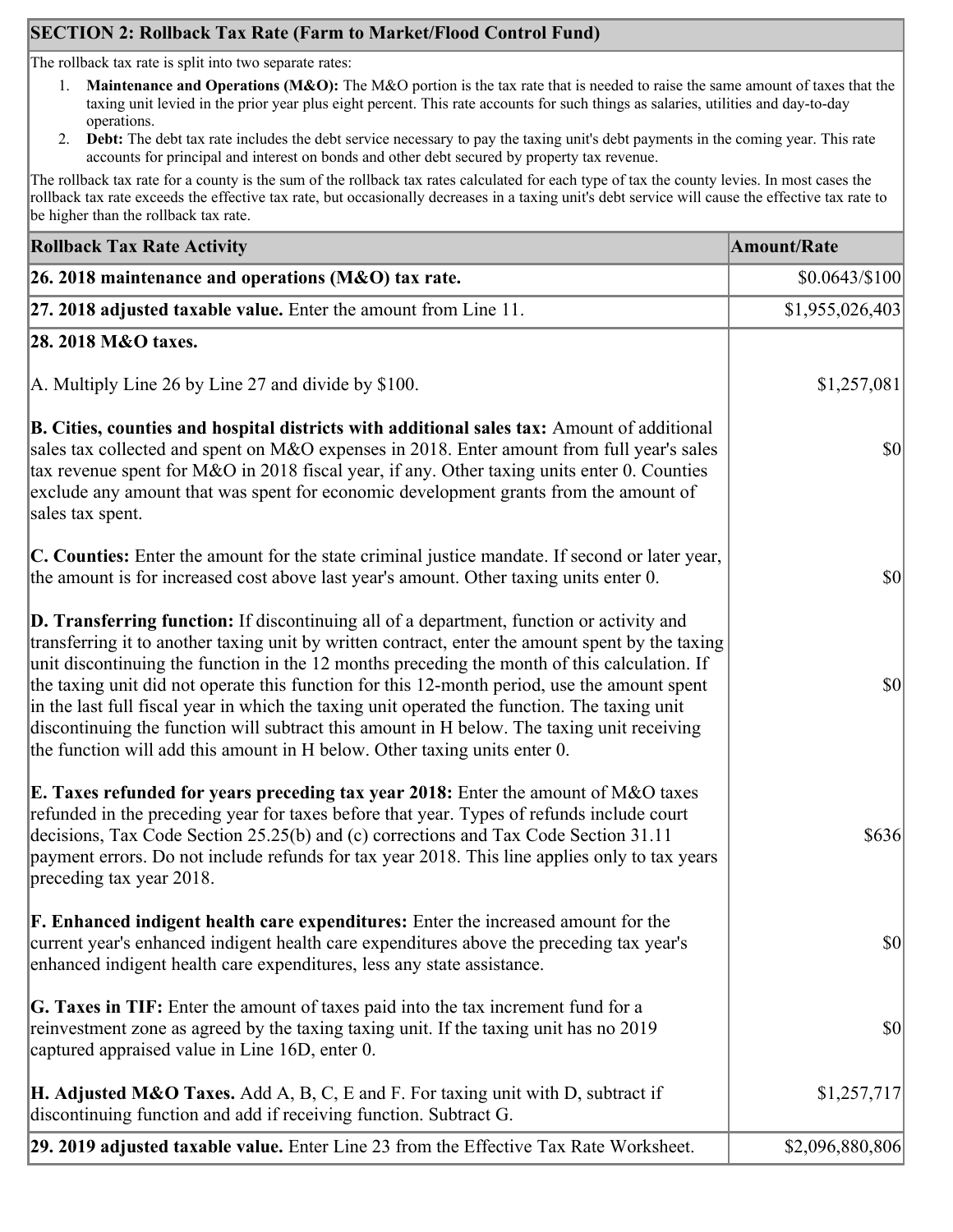## SECTION 2: Rollback Tax Rate (Farm to Market/Flood Control Fund)

The rollback tax rate is split into two separate rates:

1. **Maintenance and Operations (M&O):** The M&O portion is the tax rate that is needed to raise the same amount of taxes that the taxing unit levied in the prior year plus eight percent. This rate accounts for such things as salaries, utilities and day-to-day operations.
2. **Debt:** The debt tax rate includes the debt service necessary to pay the taxing unit's debt payments in the coming year. This rate accounts for principal and interest on bonds and other debt secured by property tax revenue.

The rollback tax rate for a county is the sum of the rollback tax rates calculated for each type of tax the county levies. In most cases the rollback tax rate exceeds the effective tax rate, but occasionally decreases in a taxing unit's debt service will cause the effective tax rate to be higher than the rollback tax rate.

| Rollback Tax Rate Activity | Amount/Rate |
|---|---|
| **26. 2018 maintenance and operations (M&O) tax rate.** | $0.0643/$100 |
| **27. 2018 adjusted taxable value.** Enter the amount from Line 11. | $1,955,026,403 |
| **28. 2018 M&O taxes.** | |
| A. Multiply Line 26 by Line 27 and divide by $100. | $1,257,081 |
| **B. Cities, counties and hospital districts with additional sales tax:** Amount of additional sales tax collected and spent on M&O expenses in 2018. Enter amount from full year's sales tax revenue spent for M&O in 2018 fiscal year, if any. Other taxing units enter 0. Counties exclude any amount that was spent for economic development grants from the amount of sales tax spent. | $0 |
| **C. Counties:** Enter the amount for the state criminal justice mandate. If second or later year, the amount is for increased cost above last year's amount. Other taxing units enter 0. | $0 |
| **D. Transferring function:** If discontinuing all of a department, function or activity and transferring it to another taxing unit by written contract, enter the amount spent by the taxing unit discontinuing the function in the 12 months preceding the month of this calculation. If the taxing unit did not operate this function for this 12-month period, use the amount spent in the last full fiscal year in which the taxing unit operated the function. The taxing unit discontinuing the function will subtract this amount in H below. The taxing unit receiving the function will add this amount in H below. Other taxing units enter 0. | $0 |
| **E. Taxes refunded for years preceding tax year 2018:** Enter the amount of M&O taxes refunded in the preceding year for taxes before that year. Types of refunds include court decisions, Tax Code Section 25.25(b) and (c) corrections and Tax Code Section 31.11 payment errors. Do not include refunds for tax year 2018. This line applies only to tax years preceding tax year 2018. | $636 |
| **F. Enhanced indigent health care expenditures:** Enter the increased amount for the current year's enhanced indigent health care expenditures above the preceding tax year's enhanced indigent health care expenditures, less any state assistance. | $0 |
| **G. Taxes in TIF:** Enter the amount of taxes paid into the tax increment fund for a reinvestment zone as agreed by the taxing taxing unit. If the taxing unit has no 2019 captured appraised value in Line 16D, enter 0. | $0 |
| **H. Adjusted M&O Taxes.** Add A, B, C, E and F. For taxing unit with D, subtract if discontinuing function and add if receiving function. Subtract G. | $1,257,717 |
| **29. 2019 adjusted taxable value.** Enter Line 23 from the Effective Tax Rate Worksheet. | $2,096,880,806 |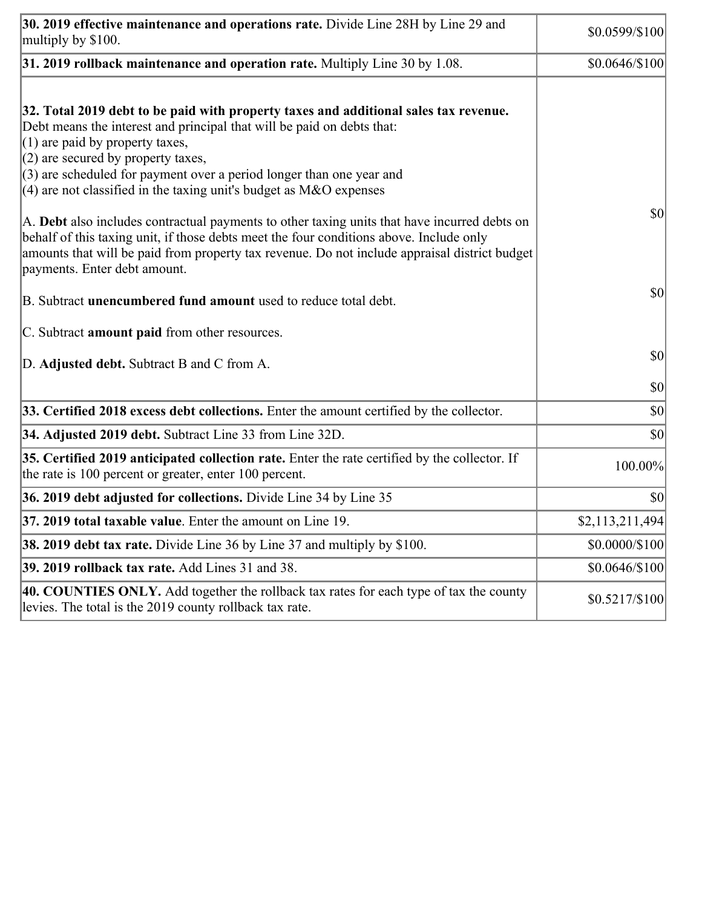| | |
|---|---|
| **30. 2019 effective maintenance and operations rate.** Divide Line 28H by Line 29 and multiply by $100. | $0.0599/$100 |
| **31. 2019 rollback maintenance and operation rate.** Multiply Line 30 by 1.08. | $0.0646/$100 |
| **32. Total 2019 debt to be paid with property taxes and additional sales tax revenue.** Debt means the interest and principal that will be paid on debts that:<br>(1) are paid by property taxes,<br>(2) are secured by property taxes,<br>(3) are scheduled for payment over a period longer than one year and<br>(4) are not classified in the taxing unit's budget as M&O expenses<br><br>A. **Debt** also includes contractual payments to other taxing units that have incurred debts on behalf of this taxing unit, if those debts meet the four conditions above. Include only amounts that will be paid from property tax revenue. Do not include appraisal district budget payments. Enter debt amount.<br><br>B. Subtract **unencumbered fund amount** used to reduce total debt.<br><br>C. Subtract **amount paid** from other resources.<br><br>D. **Adjusted debt.** Subtract B and C from A. | $0<br><br>$0<br><br>$0<br><br>$0 |
| **33. Certified 2018 excess debt collections.** Enter the amount certified by the collector. | $0 |
| **34. Adjusted 2019 debt.** Subtract Line 33 from Line 32D. | $0 |
| **35. Certified 2019 anticipated collection rate.** Enter the rate certified by the collector. If the rate is 100 percent or greater, enter 100 percent. | 100.00% |
| **36. 2019 debt adjusted for collections.** Divide Line 34 by Line 35 | $0 |
| **37. 2019 total taxable value**. Enter the amount on Line 19. | $2,113,211,494 |
| **38. 2019 debt tax rate.** Divide Line 36 by Line 37 and multiply by $100. | $0.0000/$100 |
| **39. 2019 rollback tax rate.** Add Lines 31 and 38. | $0.0646/$100 |
| **40. COUNTIES ONLY.** Add together the rollback tax rates for each type of tax the county levies. The total is the 2019 county rollback tax rate. | $0.5217/$100 |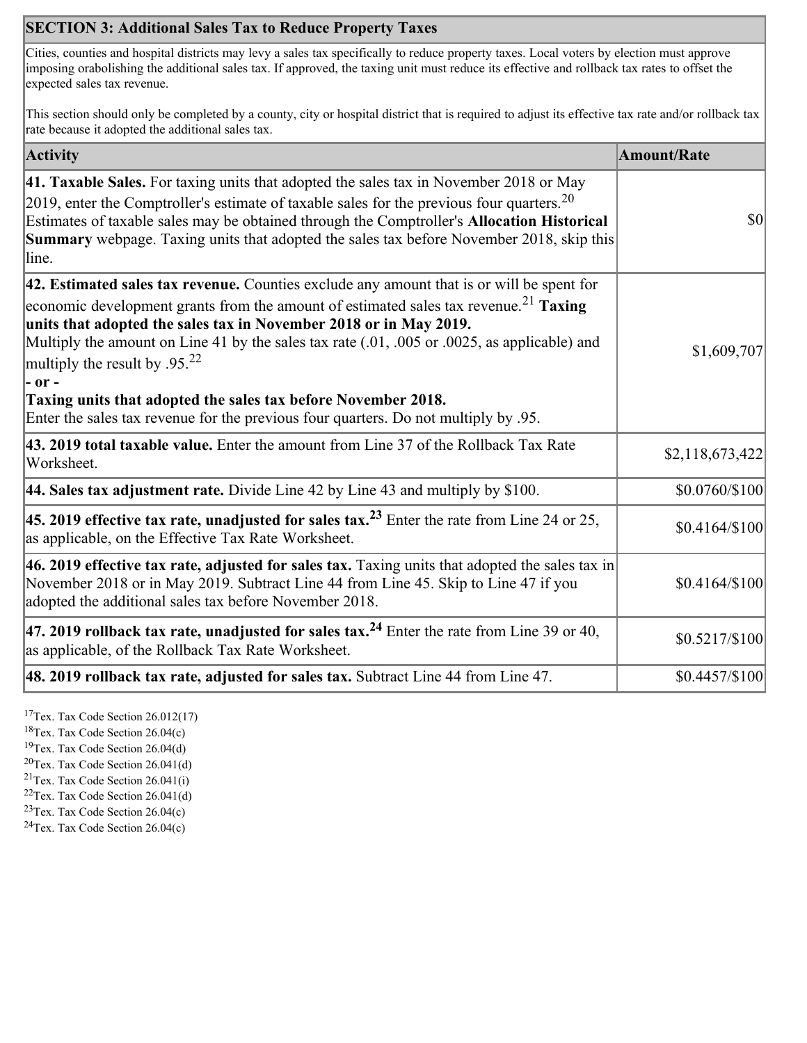## SECTION 3: Additional Sales Tax to Reduce Property Taxes

Cities, counties and hospital districts may levy a sales tax specifically to reduce property taxes. Local voters by election must approve imposing orabolishing the additional sales tax. If approved, the taxing unit must reduce its effective and rollback tax rates to offset the expected sales tax revenue.

This section should only be completed by a county, city or hospital district that is required to adjust its effective tax rate and/or rollback tax rate because it adopted the additional sales tax.

| Activity | Amount/Rate |
|---|---|
| **41. Taxable Sales.** For taxing units that adopted the sales tax in November 2018 or May 2019, enter the Comptroller's estimate of taxable sales for the previous four quarters.[20] Estimates of taxable sales may be obtained through the Comptroller's **Allocation Historical Summary** webpage. Taxing units that adopted the sales tax before November 2018, skip this line. | $0 |
| **42. Estimated sales tax revenue.** Counties exclude any amount that is or will be spent for economic development grants from the amount of estimated sales tax revenue.[21] **Taxing units that adopted the sales tax in November 2018 or in May 2019.** Multiply the amount on Line 41 by the sales tax rate (.01, .005 or .0025, as applicable) and multiply the result by .95.[22] **- or -** **Taxing units that adopted the sales tax before November 2018.** Enter the sales tax revenue for the previous four quarters. Do not multiply by .95. | $1,609,707 |
| **43. 2019 total taxable value.** Enter the amount from Line 37 of the Rollback Tax Rate Worksheet. | $2,118,673,422 |
| **44. Sales tax adjustment rate.** Divide Line 42 by Line 43 and multiply by $100. | $0.0760/$100 |
| **45. 2019 effective tax rate, unadjusted for sales tax.**[23] Enter the rate from Line 24 or 25, as applicable, on the Effective Tax Rate Worksheet. | $0.4164/$100 |
| **46. 2019 effective tax rate, adjusted for sales tax.** Taxing units that adopted the sales tax in November 2018 or in May 2019. Subtract Line 44 from Line 45. Skip to Line 47 if you adopted the additional sales tax before November 2018. | $0.4164/$100 |
| **47. 2019 rollback tax rate, unadjusted for sales tax.**[24] Enter the rate from Line 39 or 40, as applicable, of the Rollback Tax Rate Worksheet. | $0.5217/$100 |
| **48. 2019 rollback tax rate, adjusted for sales tax.** Subtract Line 44 from Line 47. | $0.4457/$100 |

[17] Tex. Tax Code Section 26.012(17)
[18] Tex. Tax Code Section 26.04(c)
[19] Tex. Tax Code Section 26.04(d)
[20] Tex. Tax Code Section 26.041(d)
[21] Tex. Tax Code Section 26.041(i)
[22] Tex. Tax Code Section 26.041(d)
[23] Tex. Tax Code Section 26.04(c)
[24] Tex. Tax Code Section 26.04(c)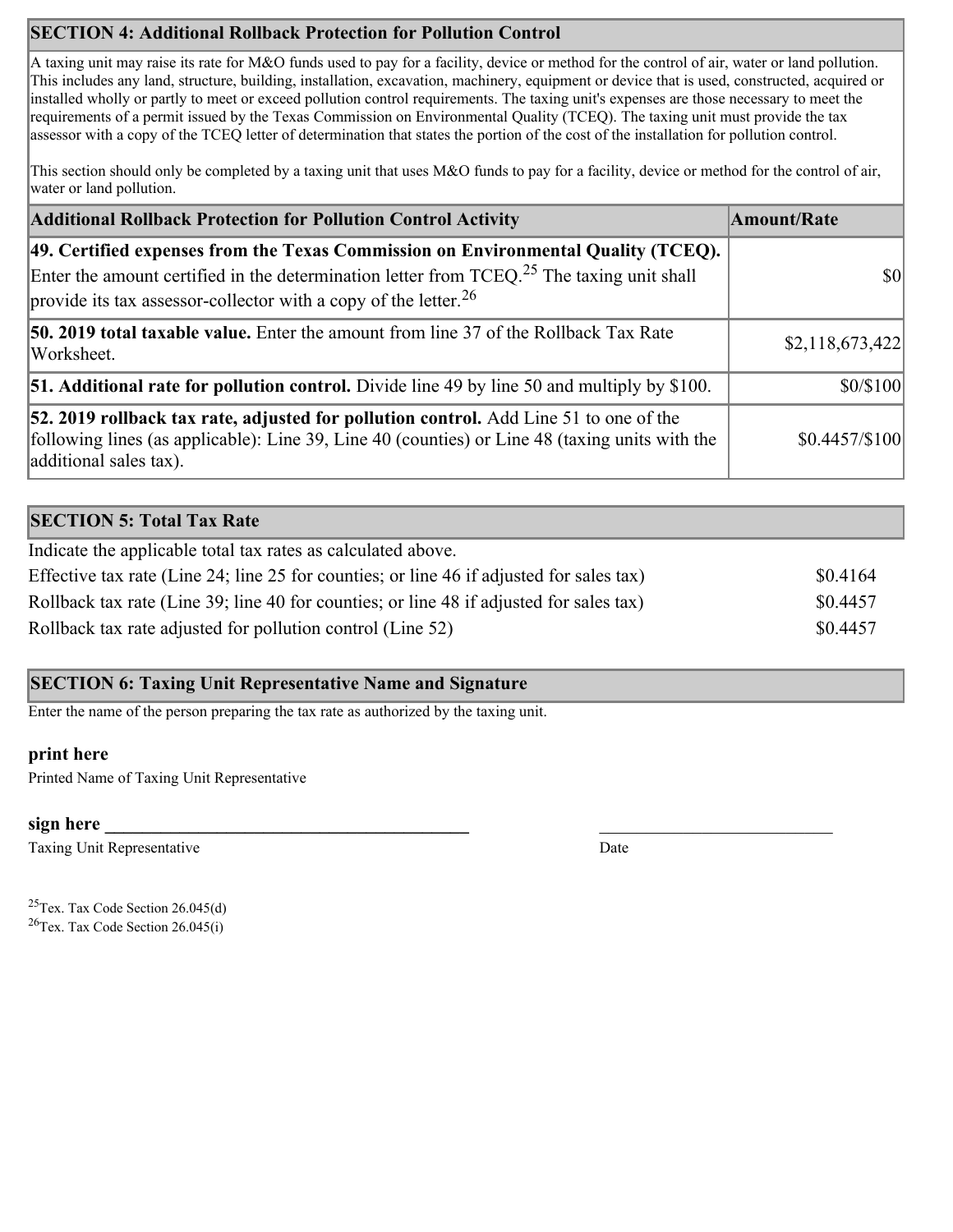## SECTION 4: Additional Rollback Protection for Pollution Control

A taxing unit may raise its rate for M&O funds used to pay for a facility, device or method for the control of air, water or land pollution. This includes any land, structure, building, installation, excavation, machinery, equipment or device that is used, constructed, acquired or installed wholly or partly to meet or exceed pollution control requirements. The taxing unit's expenses are those necessary to meet the requirements of a permit issued by the Texas Commission on Environmental Quality (TCEQ). The taxing unit must provide the tax assessor with a copy of the TCEQ letter of determination that states the portion of the cost of the installation for pollution control.

This section should only be completed by a taxing unit that uses M&O funds to pay for a facility, device or method for the control of air, water or land pollution.

| Additional Rollback Protection for Pollution Control Activity | Amount/Rate |
|---|---|
| **49. Certified expenses from the Texas Commission on Environmental Quality (TCEQ).** Enter the amount certified in the determination letter from TCEQ.[25] The taxing unit shall provide its tax assessor-collector with a copy of the letter.[26] | $0 |
| **50. 2019 total taxable value.** Enter the amount from line 37 of the Rollback Tax Rate Worksheet. | $2,118,673,422 |
| **51. Additional rate for pollution control.** Divide line 49 by line 50 and multiply by $100. | $0/$100 |
| **52. 2019 rollback tax rate, adjusted for pollution control.** Add Line 51 to one of the following lines (as applicable): Line 39, Line 40 (counties) or Line 48 (taxing units with the additional sales tax). | $0.4457/$100 |

## SECTION 5: Total Tax Rate

Indicate the applicable total tax rates as calculated above.

| | |
|---|---|
| Effective tax rate (Line 24; line 25 for counties; or line 46 if adjusted for sales tax) | $0.4164 |
| Rollback tax rate (Line 39; line 40 for counties; or line 48 if adjusted for sales tax) | $0.4457 |
| Rollback tax rate adjusted for pollution control (Line 52) | $0.4457 |

## SECTION 6: Taxing Unit Representative Name and Signature

Enter the name of the person preparing the tax rate as authorized by the taxing unit.

**print here**

Printed Name of Taxing Unit Representative

**sign here** \_\_\_\_\_\_\_\_\_\_\_\_\_\_\_\_\_\_\_\_\_\_\_\_\_\_\_\_\_\_\_\_\_\_\_\_\_\_\_\_ \_\_\_\_\_\_\_\_\_\_\_\_\_\_\_\_\_\_\_\_\_\_\_\_\_\_\_\_

Taxing Unit Representative Date

[25] Tex. Tax Code Section 26.045(d)

[26] Tex. Tax Code Section 26.045(i)